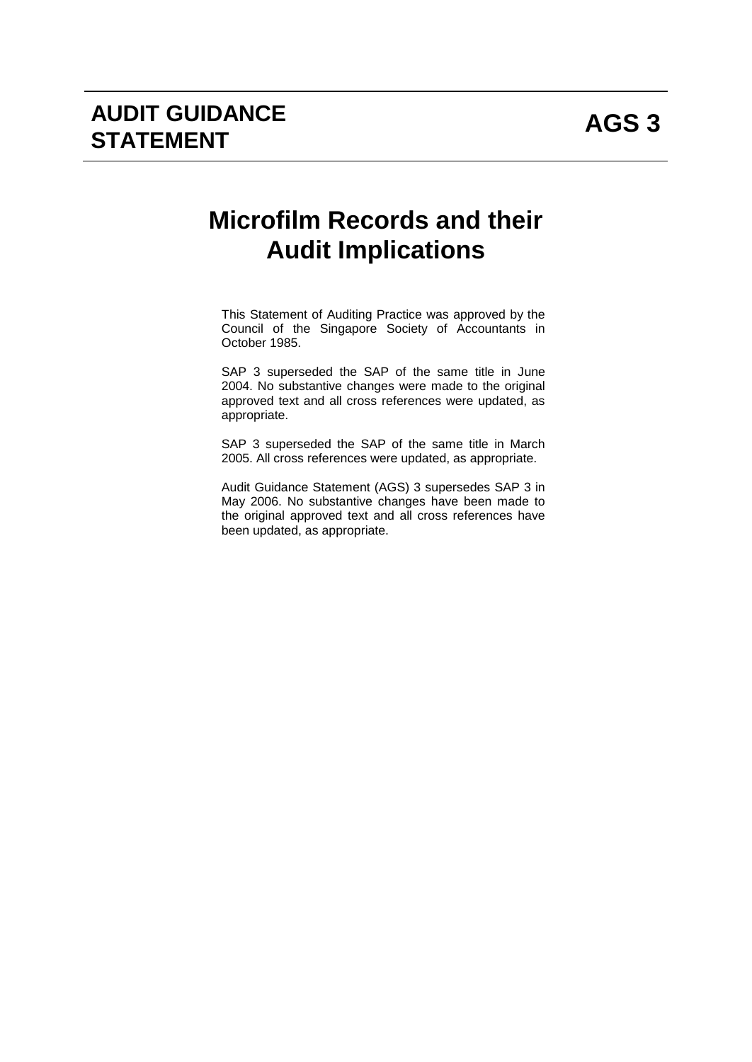# AUDIT GUIDANCE STATEMENT

# AGS 3

## Microfilm Records and their Audit Implications

This Statement of Auditing Practice was approved by the Council of the Singapore Society of Accountants in October 1985.

SAP 3 superseded the SAP of the same title in June 2004. No substantive changes were made to the original approved text and all cross references were updated, as appropriate.

SAP 3 superseded the SAP of the same title in March 2005. All cross references were updated, as appropriate.

Audit Guidance Statement (AGS) 3 supersedes SAP 3 in May 2006. No substantive changes have been made to the original approved text and all cross references have been updated, as appropriate.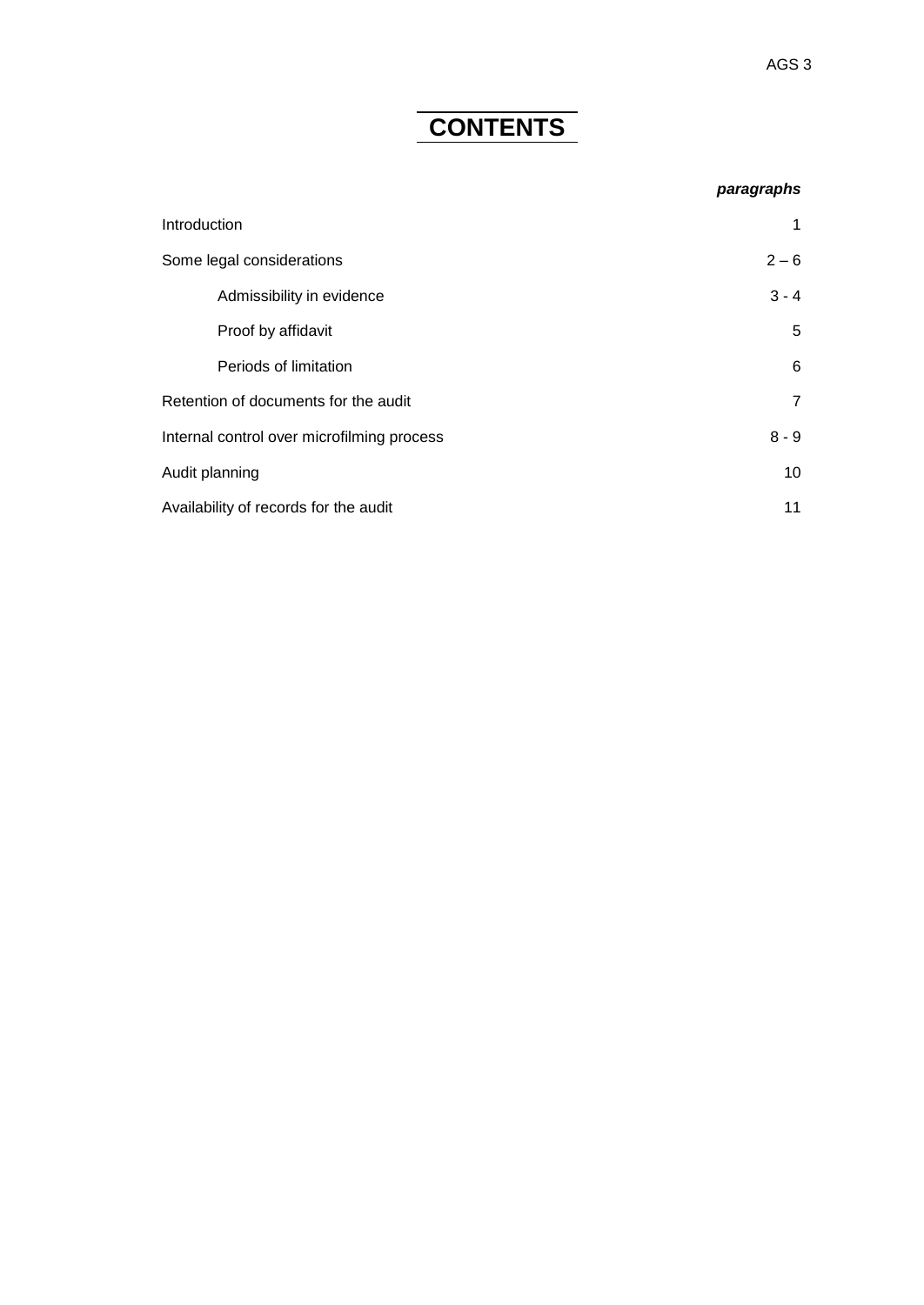# CONTENTS

| | *paragraphs* |
|---|---|
| Introduction | 1 |
| Some legal considerations | 2 – 6 |
| Admissibility in evidence | 3 - 4 |
| Proof by affidavit | 5 |
| Periods of limitation | 6 |
| Retention of documents for the audit | 7 |
| Internal control over microfilming process | 8 - 9 |
| Audit planning | 10 |
| Availability of records for the audit | 11 |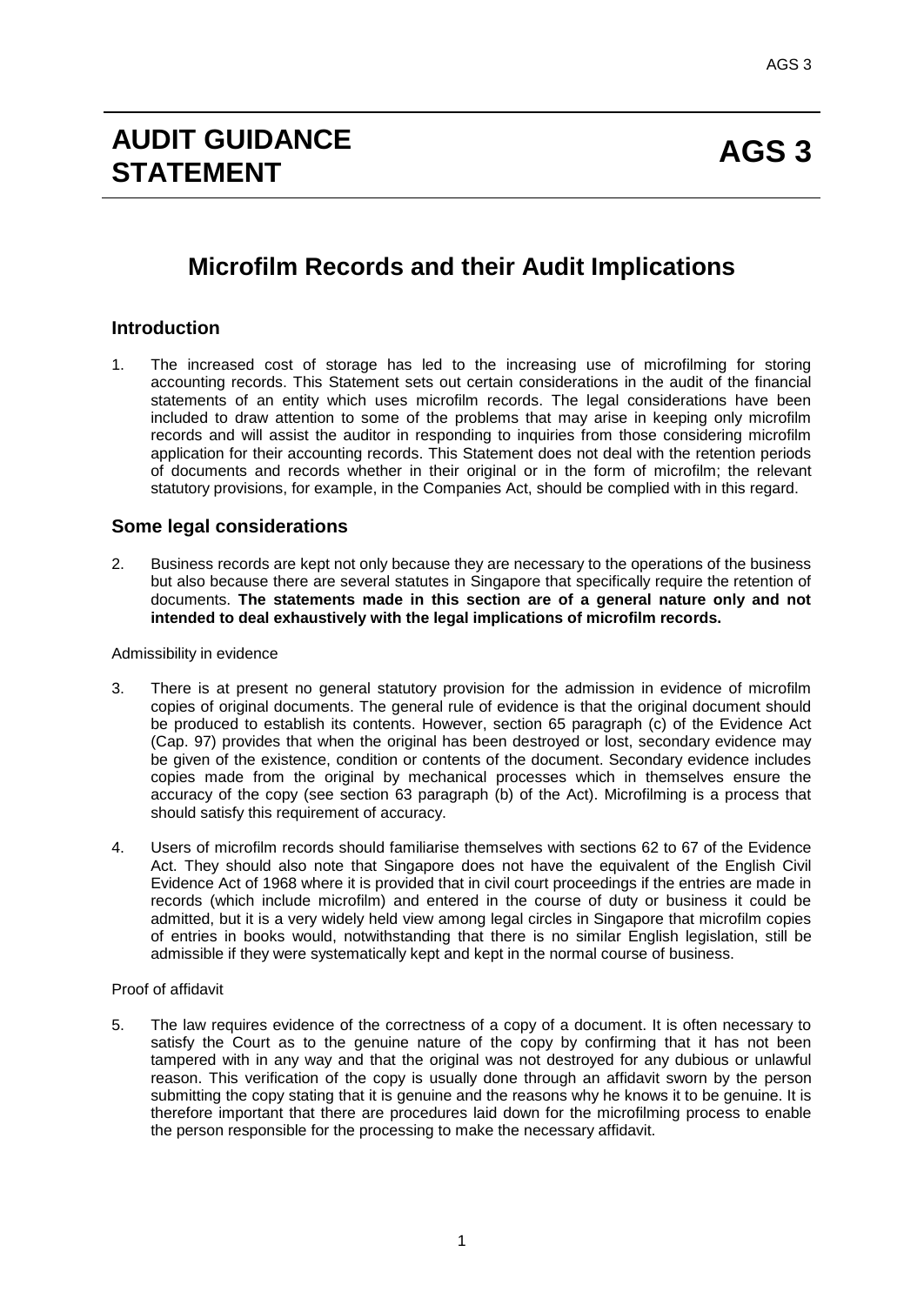# AUDIT GUIDANCE STATEMENT

# AGS 3

## Microfilm Records and their Audit Implications

### Introduction

1. The increased cost of storage has led to the increasing use of microfilming for storing accounting records. This Statement sets out certain considerations in the audit of the financial statements of an entity which uses microfilm records. The legal considerations have been included to draw attention to some of the problems that may arise in keeping only microfilm records and will assist the auditor in responding to inquiries from those considering microfilm application for their accounting records. This Statement does not deal with the retention periods of documents and records whether in their original or in the form of microfilm; the relevant statutory provisions, for example, in the Companies Act, should be complied with in this regard.

### Some legal considerations

2. Business records are kept not only because they are necessary to the operations of the business but also because there are several statutes in Singapore that specifically require the retention of documents. **The statements made in this section are of a general nature only and not intended to deal exhaustively with the legal implications of microfilm records.**

Admissibility in evidence

3. There is at present no general statutory provision for the admission in evidence of microfilm copies of original documents. The general rule of evidence is that the original document should be produced to establish its contents. However, section 65 paragraph (c) of the Evidence Act (Cap. 97) provides that when the original has been destroyed or lost, secondary evidence may be given of the existence, condition or contents of the document. Secondary evidence includes copies made from the original by mechanical processes which in themselves ensure the accuracy of the copy (see section 63 paragraph (b) of the Act). Microfilming is a process that should satisfy this requirement of accuracy.

4. Users of microfilm records should familiarise themselves with sections 62 to 67 of the Evidence Act. They should also note that Singapore does not have the equivalent of the English Civil Evidence Act of 1968 where it is provided that in civil court proceedings if the entries are made in records (which include microfilm) and entered in the course of duty or business it could be admitted, but it is a very widely held view among legal circles in Singapore that microfilm copies of entries in books would, notwithstanding that there is no similar English legislation, still be admissible if they were systematically kept and kept in the normal course of business.

Proof of affidavit

5. The law requires evidence of the correctness of a copy of a document. It is often necessary to satisfy the Court as to the genuine nature of the copy by confirming that it has not been tampered with in any way and that the original was not destroyed for any dubious or unlawful reason. This verification of the copy is usually done through an affidavit sworn by the person submitting the copy stating that it is genuine and the reasons why he knows it to be genuine. It is therefore important that there are procedures laid down for the microfilming process to enable the person responsible for the processing to make the necessary affidavit.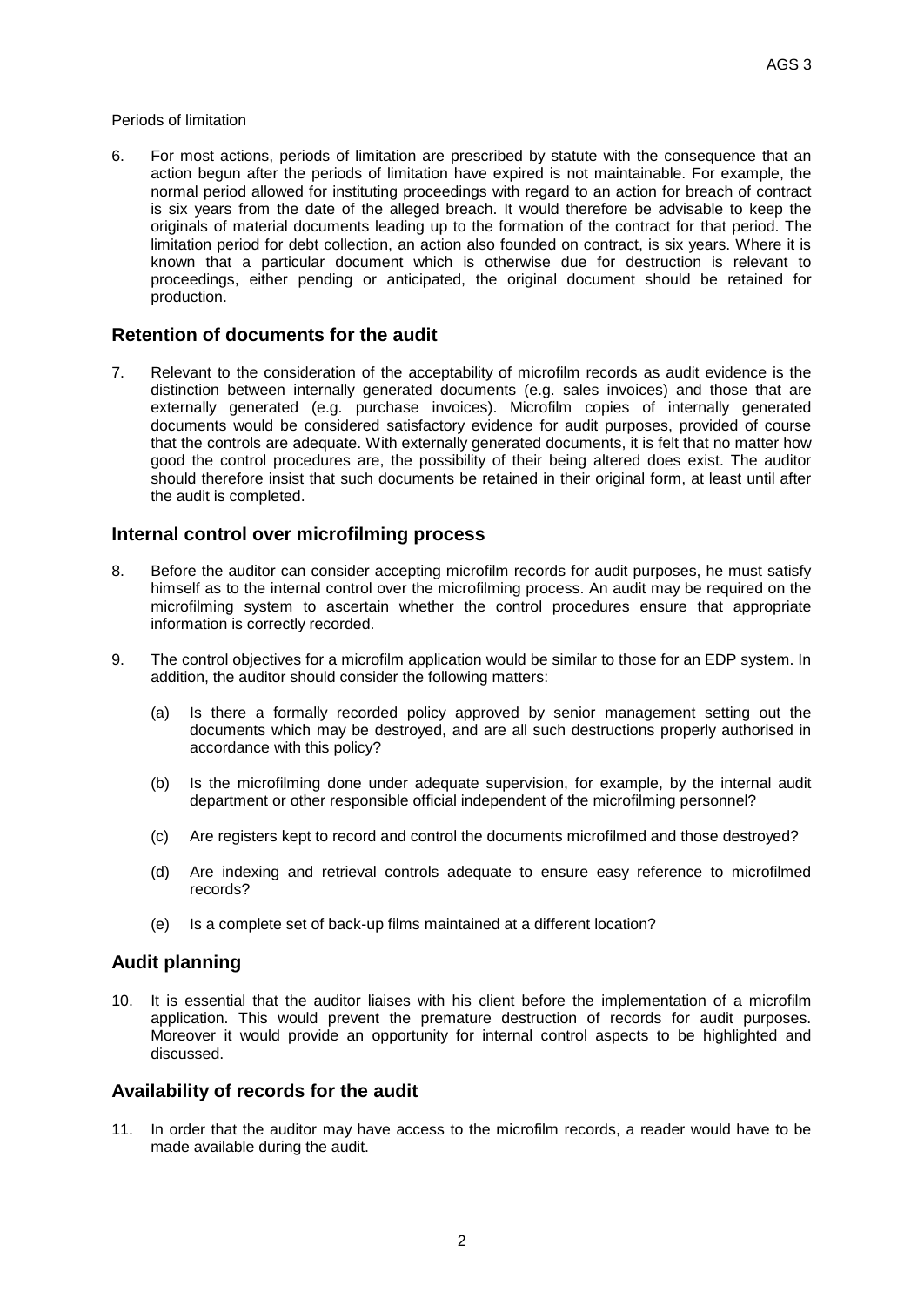Periods of limitation

6. For most actions, periods of limitation are prescribed by statute with the consequence that an action begun after the periods of limitation have expired is not maintainable. For example, the normal period allowed for instituting proceedings with regard to an action for breach of contract is six years from the date of the alleged breach. It would therefore be advisable to keep the originals of material documents leading up to the formation of the contract for that period. The limitation period for debt collection, an action also founded on contract, is six years. Where it is known that a particular document which is otherwise due for destruction is relevant to proceedings, either pending or anticipated, the original document should be retained for production.

## Retention of documents for the audit

7. Relevant to the consideration of the acceptability of microfilm records as audit evidence is the distinction between internally generated documents (e.g. sales invoices) and those that are externally generated (e.g. purchase invoices). Microfilm copies of internally generated documents would be considered satisfactory evidence for audit purposes, provided of course that the controls are adequate. With externally generated documents, it is felt that no matter how good the control procedures are, the possibility of their being altered does exist. The auditor should therefore insist that such documents be retained in their original form, at least until after the audit is completed.

## Internal control over microfilming process

8. Before the auditor can consider accepting microfilm records for audit purposes, he must satisfy himself as to the internal control over the microfilming process. An audit may be required on the microfilming system to ascertain whether the control procedures ensure that appropriate information is correctly recorded.

9. The control objectives for a microfilm application would be similar to those for an EDP system. In addition, the auditor should consider the following matters:

   (a) Is there a formally recorded policy approved by senior management setting out the documents which may be destroyed, and are all such destructions properly authorised in accordance with this policy?

   (b) Is the microfilming done under adequate supervision, for example, by the internal audit department or other responsible official independent of the microfilming personnel?

   (c) Are registers kept to record and control the documents microfilmed and those destroyed?

   (d) Are indexing and retrieval controls adequate to ensure easy reference to microfilmed records?

   (e) Is a complete set of back-up films maintained at a different location?

## Audit planning

10. It is essential that the auditor liaises with his client before the implementation of a microfilm application. This would prevent the premature destruction of records for audit purposes. Moreover it would provide an opportunity for internal control aspects to be highlighted and discussed.

## Availability of records for the audit

11. In order that the auditor may have access to the microfilm records, a reader would have to be made available during the audit.